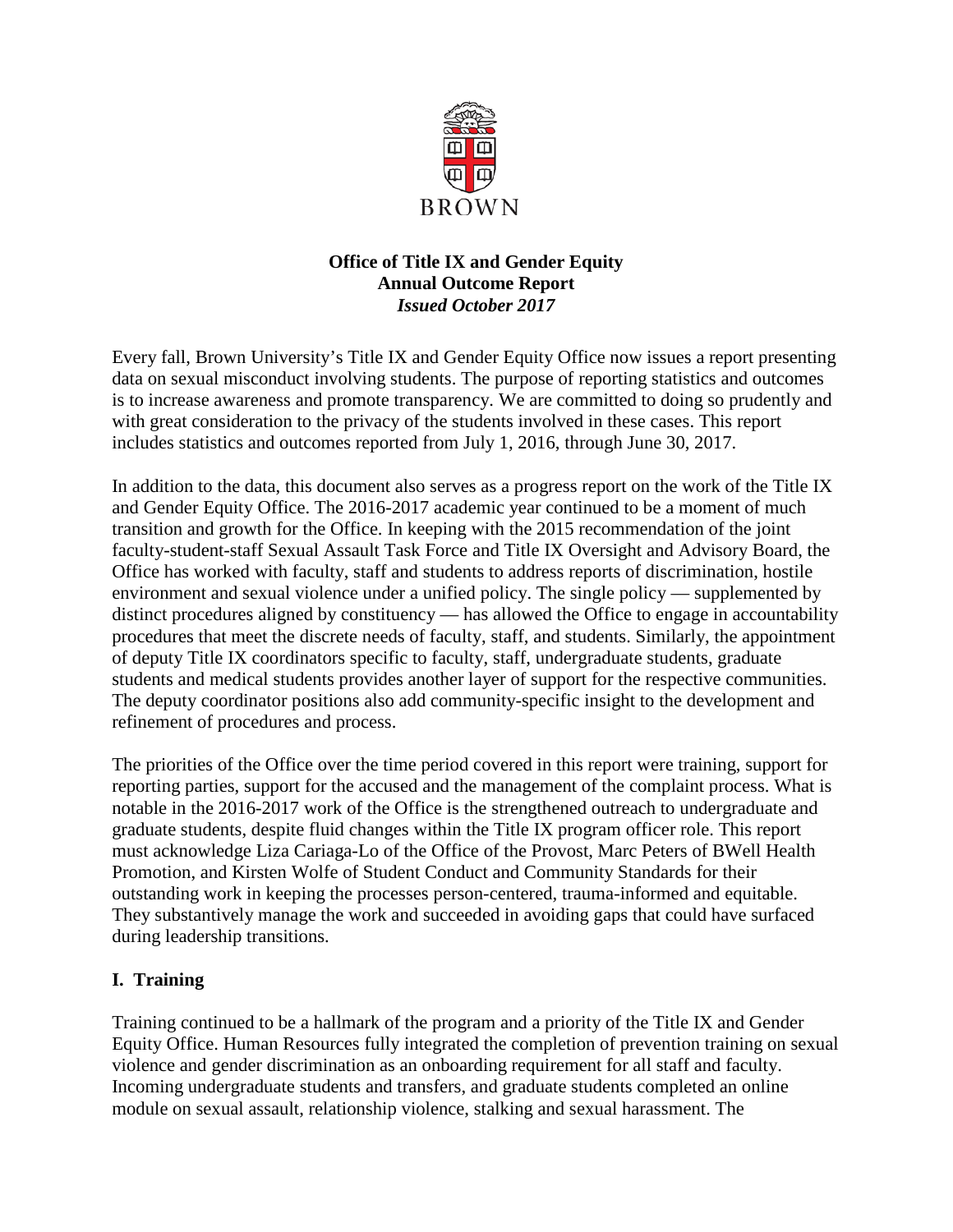BROWN

**Office of Title IX and Gender Equity**
**Annual Outcome Report**
***Issued October 2017***

Every fall, Brown University's Title IX and Gender Equity Office now issues a report presenting data on sexual misconduct involving students. The purpose of reporting statistics and outcomes is to increase awareness and promote transparency. We are committed to doing so prudently and with great consideration to the privacy of the students involved in these cases. This report includes statistics and outcomes reported from July 1, 2016, through June 30, 2017.

In addition to the data, this document also serves as a progress report on the work of the Title IX and Gender Equity Office. The 2016-2017 academic year continued to be a moment of much transition and growth for the Office. In keeping with the 2015 recommendation of the joint faculty-student-staff Sexual Assault Task Force and Title IX Oversight and Advisory Board, the Office has worked with faculty, staff and students to address reports of discrimination, hostile environment and sexual violence under a unified policy. The single policy — supplemented by distinct procedures aligned by constituency — has allowed the Office to engage in accountability procedures that meet the discrete needs of faculty, staff, and students. Similarly, the appointment of deputy Title IX coordinators specific to faculty, staff, undergraduate students, graduate students and medical students provides another layer of support for the respective communities. The deputy coordinator positions also add community-specific insight to the development and refinement of procedures and process.

The priorities of the Office over the time period covered in this report were training, support for reporting parties, support for the accused and the management of the complaint process. What is notable in the 2016-2017 work of the Office is the strengthened outreach to undergraduate and graduate students, despite fluid changes within the Title IX program officer role. This report must acknowledge Liza Cariaga-Lo of the Office of the Provost, Marc Peters of BWell Health Promotion, and Kirsten Wolfe of Student Conduct and Community Standards for their outstanding work in keeping the processes person-centered, trauma-informed and equitable. They substantively manage the work and succeeded in avoiding gaps that could have surfaced during leadership transitions.

## I. Training

Training continued to be a hallmark of the program and a priority of the Title IX and Gender Equity Office. Human Resources fully integrated the completion of prevention training on sexual violence and gender discrimination as an onboarding requirement for all staff and faculty. Incoming undergraduate students and transfers, and graduate students completed an online module on sexual assault, relationship violence, stalking and sexual harassment. The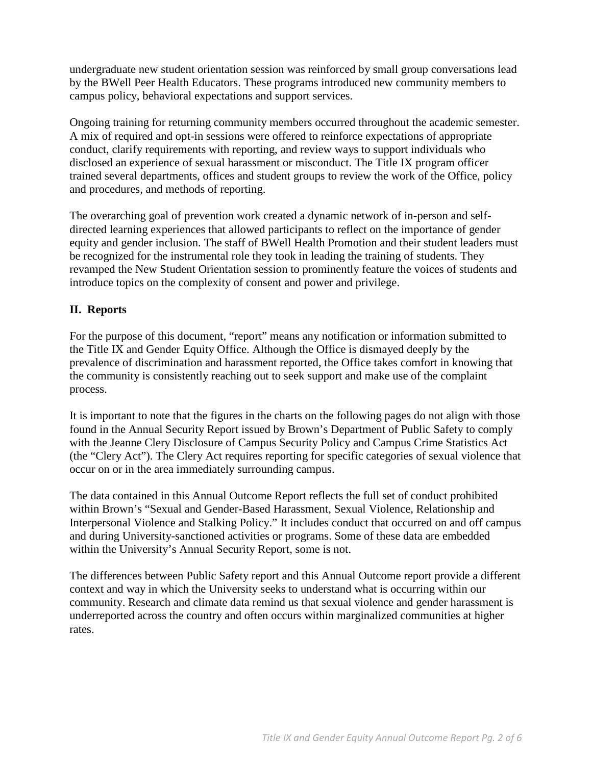undergraduate new student orientation session was reinforced by small group conversations lead by the BWell Peer Health Educators. These programs introduced new community members to campus policy, behavioral expectations and support services.

Ongoing training for returning community members occurred throughout the academic semester. A mix of required and opt-in sessions were offered to reinforce expectations of appropriate conduct, clarify requirements with reporting, and review ways to support individuals who disclosed an experience of sexual harassment or misconduct. The Title IX program officer trained several departments, offices and student groups to review the work of the Office, policy and procedures, and methods of reporting.

The overarching goal of prevention work created a dynamic network of in-person and self-directed learning experiences that allowed participants to reflect on the importance of gender equity and gender inclusion. The staff of BWell Health Promotion and their student leaders must be recognized for the instrumental role they took in leading the training of students. They revamped the New Student Orientation session to prominently feature the voices of students and introduce topics on the complexity of consent and power and privilege.

## II. Reports

For the purpose of this document, "report" means any notification or information submitted to the Title IX and Gender Equity Office. Although the Office is dismayed deeply by the prevalence of discrimination and harassment reported, the Office takes comfort in knowing that the community is consistently reaching out to seek support and make use of the complaint process.

It is important to note that the figures in the charts on the following pages do not align with those found in the Annual Security Report issued by Brown's Department of Public Safety to comply with the Jeanne Clery Disclosure of Campus Security Policy and Campus Crime Statistics Act (the "Clery Act"). The Clery Act requires reporting for specific categories of sexual violence that occur on or in the area immediately surrounding campus.

The data contained in this Annual Outcome Report reflects the full set of conduct prohibited within Brown's "Sexual and Gender-Based Harassment, Sexual Violence, Relationship and Interpersonal Violence and Stalking Policy." It includes conduct that occurred on and off campus and during University-sanctioned activities or programs. Some of these data are embedded within the University's Annual Security Report, some is not.

The differences between Public Safety report and this Annual Outcome report provide a different context and way in which the University seeks to understand what is occurring within our community. Research and climate data remind us that sexual violence and gender harassment is underreported across the country and often occurs within marginalized communities at higher rates.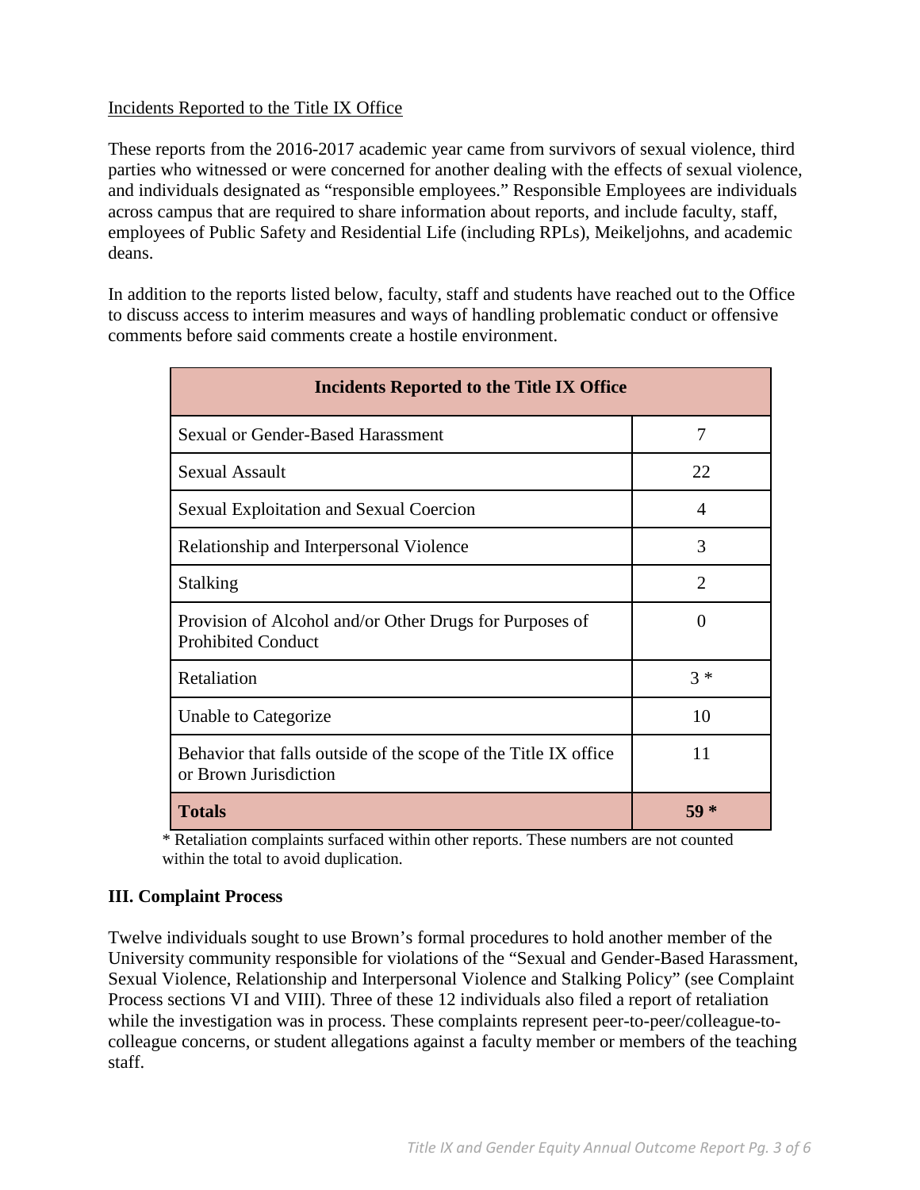Incidents Reported to the Title IX Office

These reports from the 2016-2017 academic year came from survivors of sexual violence, third parties who witnessed or were concerned for another dealing with the effects of sexual violence, and individuals designated as "responsible employees." Responsible Employees are individuals across campus that are required to share information about reports, and include faculty, staff, employees of Public Safety and Residential Life (including RPLs), Meikeljohns, and academic deans.

In addition to the reports listed below, faculty, staff and students have reached out to the Office to discuss access to interim measures and ways of handling problematic conduct or offensive comments before said comments create a hostile environment.

| **Incidents Reported to the Title IX Office** | |
|---|---|
| Sexual or Gender-Based Harassment | 7 |
| Sexual Assault | 22 |
| Sexual Exploitation and Sexual Coercion | 4 |
| Relationship and Interpersonal Violence | 3 |
| Stalking | 2 |
| Provision of Alcohol and/or Other Drugs for Purposes of Prohibited Conduct | 0 |
| Retaliation | 3 * |
| Unable to Categorize | 10 |
| Behavior that falls outside of the scope of the Title IX office or Brown Jurisdiction | 11 |
| **Totals** | **59 *** |

* Retaliation complaints surfaced within other reports. These numbers are not counted within the total to avoid duplication.

### III. Complaint Process

Twelve individuals sought to use Brown's formal procedures to hold another member of the University community responsible for violations of the "Sexual and Gender-Based Harassment, Sexual Violence, Relationship and Interpersonal Violence and Stalking Policy" (see Complaint Process sections VI and VIII). Three of these 12 individuals also filed a report of retaliation while the investigation was in process. These complaints represent peer-to-peer/colleague-to-colleague concerns, or student allegations against a faculty member or members of the teaching staff.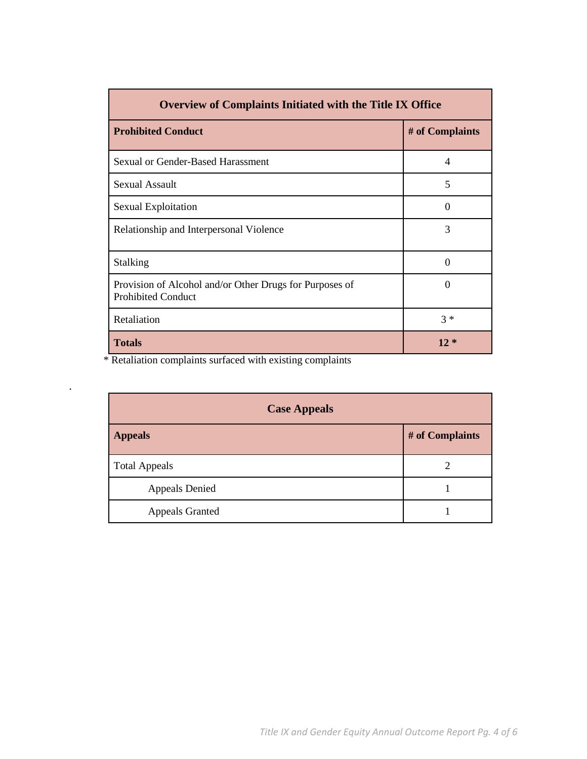| Overview of Complaints Initiated with the Title IX Office | |
|---|---|
| **Prohibited Conduct** | **# of Complaints** |
| Sexual or Gender-Based Harassment | 4 |
| Sexual Assault | 5 |
| Sexual Exploitation | 0 |
| Relationship and Interpersonal Violence | 3 |
| Stalking | 0 |
| Provision of Alcohol and/or Other Drugs for Purposes of Prohibited Conduct | 0 |
| Retaliation | 3 * |
| **Totals** | **12 *** |

* Retaliation complaints surfaced with existing complaints

.

| Case Appeals | |
|---|---|
| **Appeals** | **# of Complaints** |
| Total Appeals | 2 |
| Appeals Denied | 1 |
| Appeals Granted | 1 |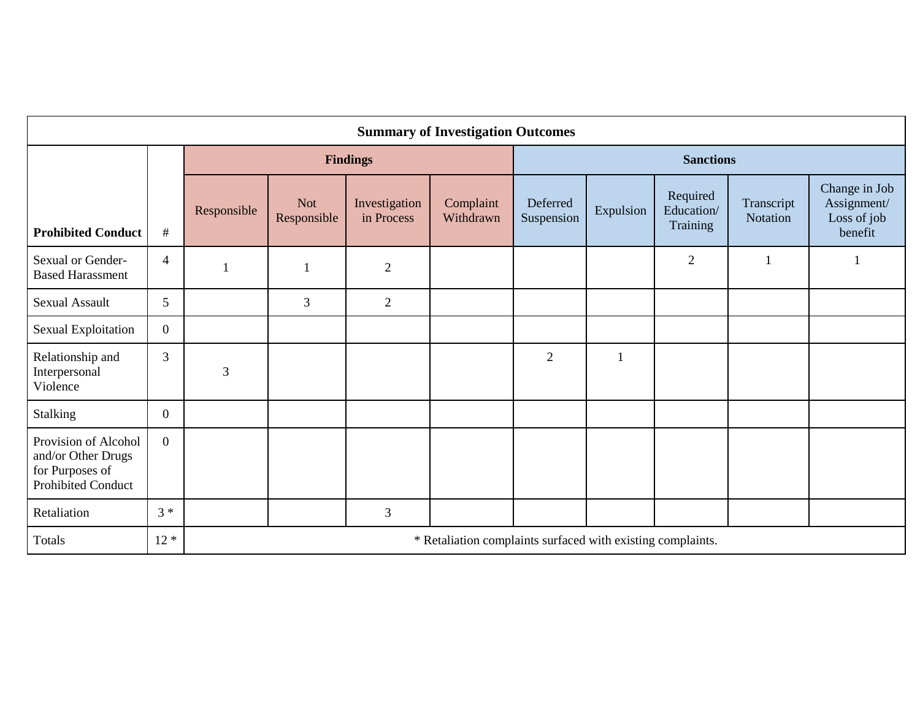**Summary of Investigation Outcomes**

| | | Findings | | | | Sanctions | | | | |
|---|---|---|---|---|---|---|---|---|---|---|
| **Prohibited Conduct** | # | Responsible | Not Responsible | Investigation in Process | Complaint Withdrawn | Deferred Suspension | Expulsion | Required Education/ Training | Transcript Notation | Change in Job Assignment/ Loss of job benefit |
| Sexual or Gender-Based Harassment | 4 | 1 | 1 | 2 | | | | 2 | 1 | 1 |
| Sexual Assault | 5 | | 3 | 2 | | | | | | |
| Sexual Exploitation | 0 | | | | | | | | | |
| Relationship and Interpersonal Violence | 3 | 3 | | | | 2 | 1 | | | |
| Stalking | 0 | | | | | | | | | |
| Provision of Alcohol and/or Other Drugs for Purposes of Prohibited Conduct | 0 | | | | | | | | | |
| Retaliation | 3 * | | | 3 | | | | | | |
| Totals | 12 * | * Retaliation complaints surfaced with existing complaints. | | | | | | | | |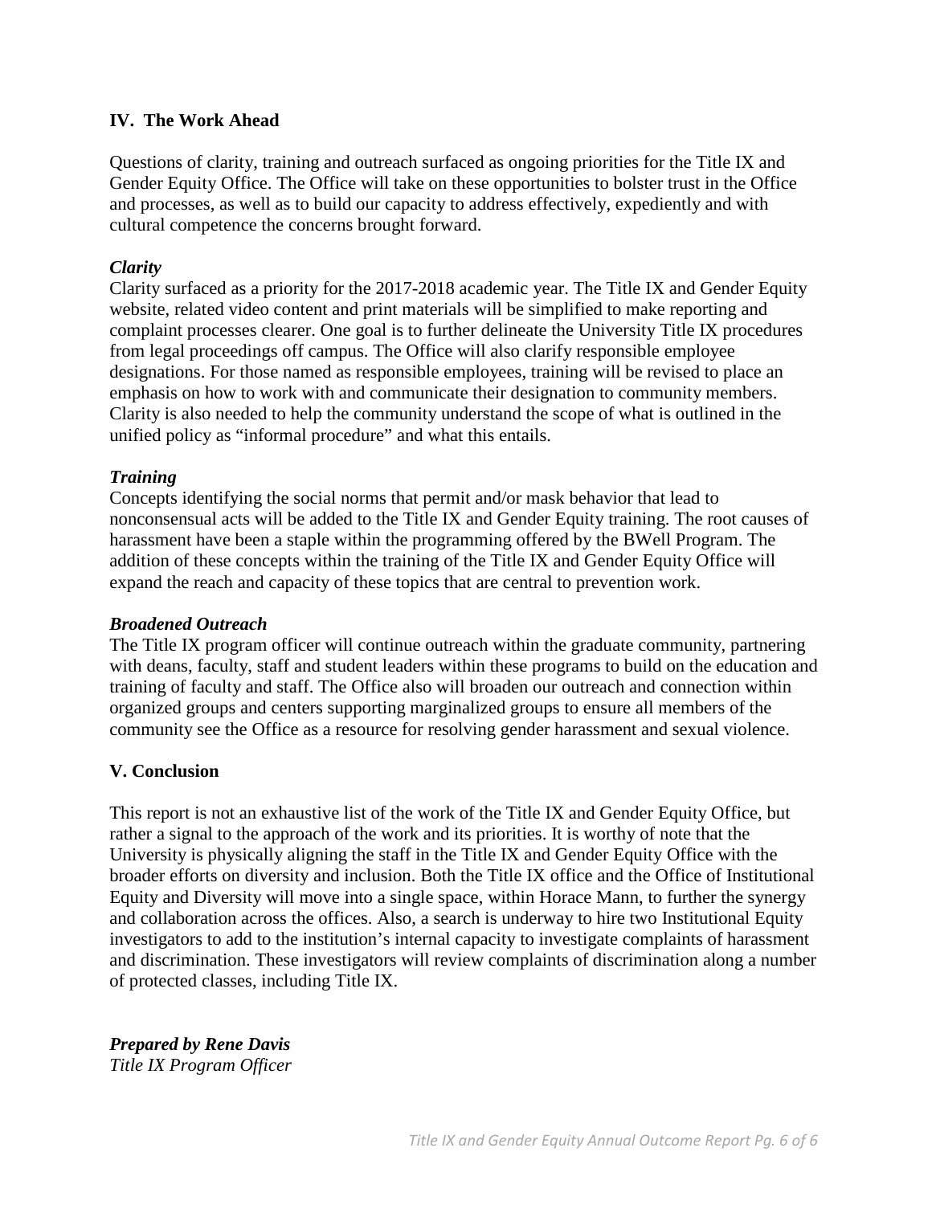## IV. The Work Ahead

Questions of clarity, training and outreach surfaced as ongoing priorities for the Title IX and Gender Equity Office. The Office will take on these opportunities to bolster trust in the Office and processes, as well as to build our capacity to address effectively, expediently and with cultural competence the concerns brought forward.

### *Clarity*

Clarity surfaced as a priority for the 2017-2018 academic year. The Title IX and Gender Equity website, related video content and print materials will be simplified to make reporting and complaint processes clearer. One goal is to further delineate the University Title IX procedures from legal proceedings off campus. The Office will also clarify responsible employee designations. For those named as responsible employees, training will be revised to place an emphasis on how to work with and communicate their designation to community members. Clarity is also needed to help the community understand the scope of what is outlined in the unified policy as "informal procedure" and what this entails.

### *Training*

Concepts identifying the social norms that permit and/or mask behavior that lead to nonconsensual acts will be added to the Title IX and Gender Equity training. The root causes of harassment have been a staple within the programming offered by the BWell Program. The addition of these concepts within the training of the Title IX and Gender Equity Office will expand the reach and capacity of these topics that are central to prevention work.

### *Broadened Outreach*

The Title IX program officer will continue outreach within the graduate community, partnering with deans, faculty, staff and student leaders within these programs to build on the education and training of faculty and staff. The Office also will broaden our outreach and connection within organized groups and centers supporting marginalized groups to ensure all members of the community see the Office as a resource for resolving gender harassment and sexual violence.

## V. Conclusion

This report is not an exhaustive list of the work of the Title IX and Gender Equity Office, but rather a signal to the approach of the work and its priorities. It is worthy of note that the University is physically aligning the staff in the Title IX and Gender Equity Office with the broader efforts on diversity and inclusion. Both the Title IX office and the Office of Institutional Equity and Diversity will move into a single space, within Horace Mann, to further the synergy and collaboration across the offices. Also, a search is underway to hire two Institutional Equity investigators to add to the institution's internal capacity to investigate complaints of harassment and discrimination. These investigators will review complaints of discrimination along a number of protected classes, including Title IX.

***Prepared by Rene Davis***
*Title IX Program Officer*